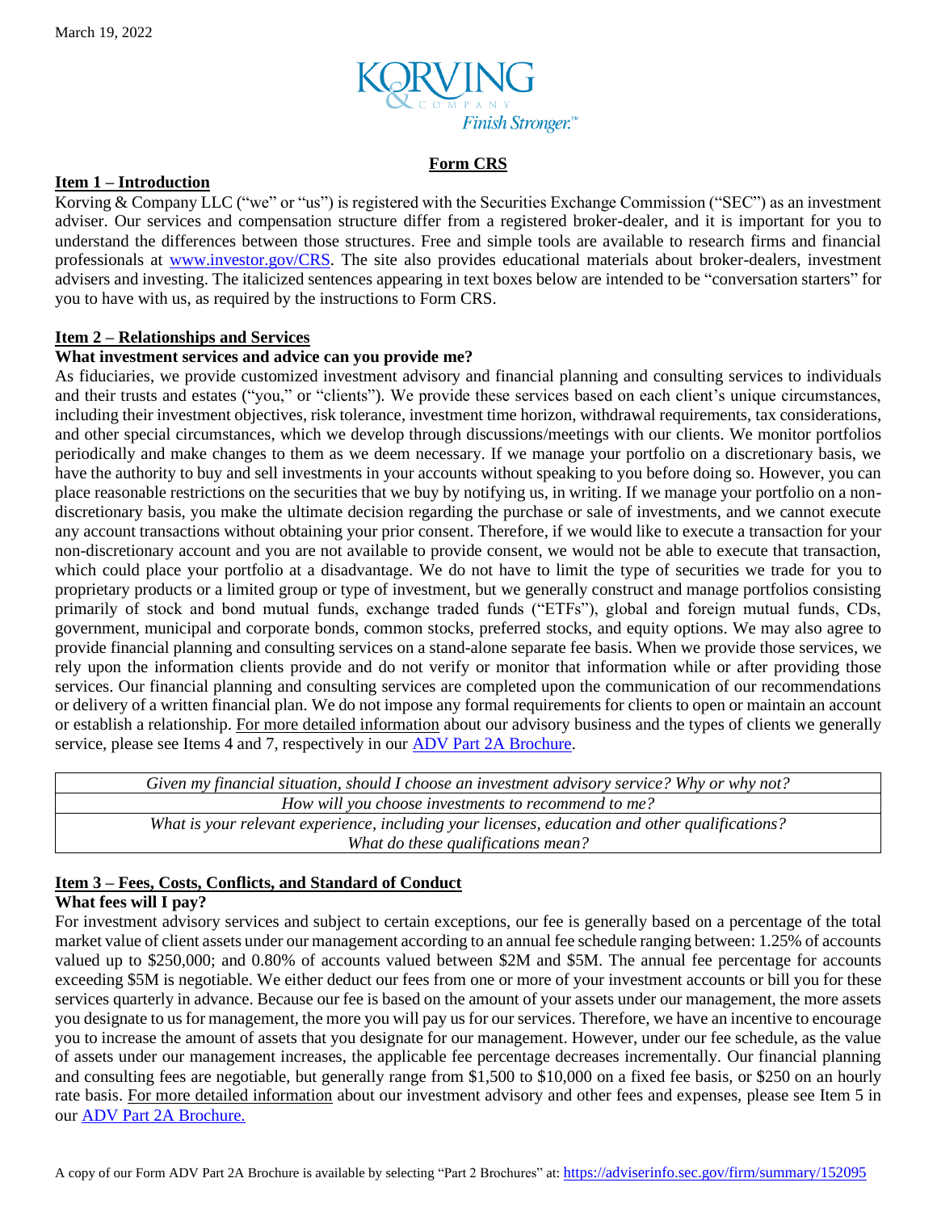March 19, 2022

KORVING & COMPANY

*Finish Stronger.*™

# Form CRS

## Item 1 – Introduction

Korving & Company LLC ("we" or "us") is registered with the Securities Exchange Commission ("SEC") as an investment adviser. Our services and compensation structure differ from a registered broker-dealer, and it is important for you to understand the differences between those structures. Free and simple tools are available to research firms and financial professionals at www.investor.gov/CRS. The site also provides educational materials about broker-dealers, investment advisers and investing. The italicized sentences appearing in text boxes below are intended to be "conversation starters" for you to have with us, as required by the instructions to Form CRS.

## Item 2 – Relationships and Services

**What investment services and advice can you provide me?**

As fiduciaries, we provide customized investment advisory and financial planning and consulting services to individuals and their trusts and estates ("you," or "clients"). We provide these services based on each client's unique circumstances, including their investment objectives, risk tolerance, investment time horizon, withdrawal requirements, tax considerations, and other special circumstances, which we develop through discussions/meetings with our clients. We monitor portfolios periodically and make changes to them as we deem necessary. If we manage your portfolio on a discretionary basis, we have the authority to buy and sell investments in your accounts without speaking to you before doing so. However, you can place reasonable restrictions on the securities that we buy by notifying us, in writing. If we manage your portfolio on a non-discretionary basis, you make the ultimate decision regarding the purchase or sale of investments, and we cannot execute any account transactions without obtaining your prior consent. Therefore, if we would like to execute a transaction for your non-discretionary account and you are not available to provide consent, we would not be able to execute that transaction, which could place your portfolio at a disadvantage. We do not have to limit the type of securities we trade for you to proprietary products or a limited group or type of investment, but we generally construct and manage portfolios consisting primarily of stock and bond mutual funds, exchange traded funds ("ETFs"), global and foreign mutual funds, CDs, government, municipal and corporate bonds, common stocks, preferred stocks, and equity options. We may also agree to provide financial planning and consulting services on a stand-alone separate fee basis. When we provide those services, we rely upon the information clients provide and do not verify or monitor that information while or after providing those services. Our financial planning and consulting services are completed upon the communication of our recommendations or delivery of a written financial plan. We do not impose any formal requirements for clients to open or maintain an account or establish a relationship. For more detailed information about our advisory business and the types of clients we generally service, please see Items 4 and 7, respectively in our ADV Part 2A Brochure.

| |
|---|
| *Given my financial situation, should I choose an investment advisory service? Why or why not?* |
| *How will you choose investments to recommend to me?* |
| *What is your relevant experience, including your licenses, education and other qualifications? What do these qualifications mean?* |

## Item 3 – Fees, Costs, Conflicts, and Standard of Conduct

**What fees will I pay?**

For investment advisory services and subject to certain exceptions, our fee is generally based on a percentage of the total market value of client assets under our management according to an annual fee schedule ranging between: 1.25% of accounts valued up to $250,000; and 0.80% of accounts valued between $2M and $5M. The annual fee percentage for accounts exceeding $5M is negotiable. We either deduct our fees from one or more of your investment accounts or bill you for these services quarterly in advance. Because our fee is based on the amount of your assets under our management, the more assets you designate to us for management, the more you will pay us for our services. Therefore, we have an incentive to encourage you to increase the amount of assets that you designate for our management. However, under our fee schedule, as the value of assets under our management increases, the applicable fee percentage decreases incrementally. Our financial planning and consulting fees are negotiable, but generally range from $1,500 to $10,000 on a fixed fee basis, or $250 on an hourly rate basis. For more detailed information about our investment advisory and other fees and expenses, please see Item 5 in our ADV Part 2A Brochure.

A copy of our Form ADV Part 2A Brochure is available by selecting "Part 2 Brochures" at: https://adviserinfo.sec.gov/firm/summary/152095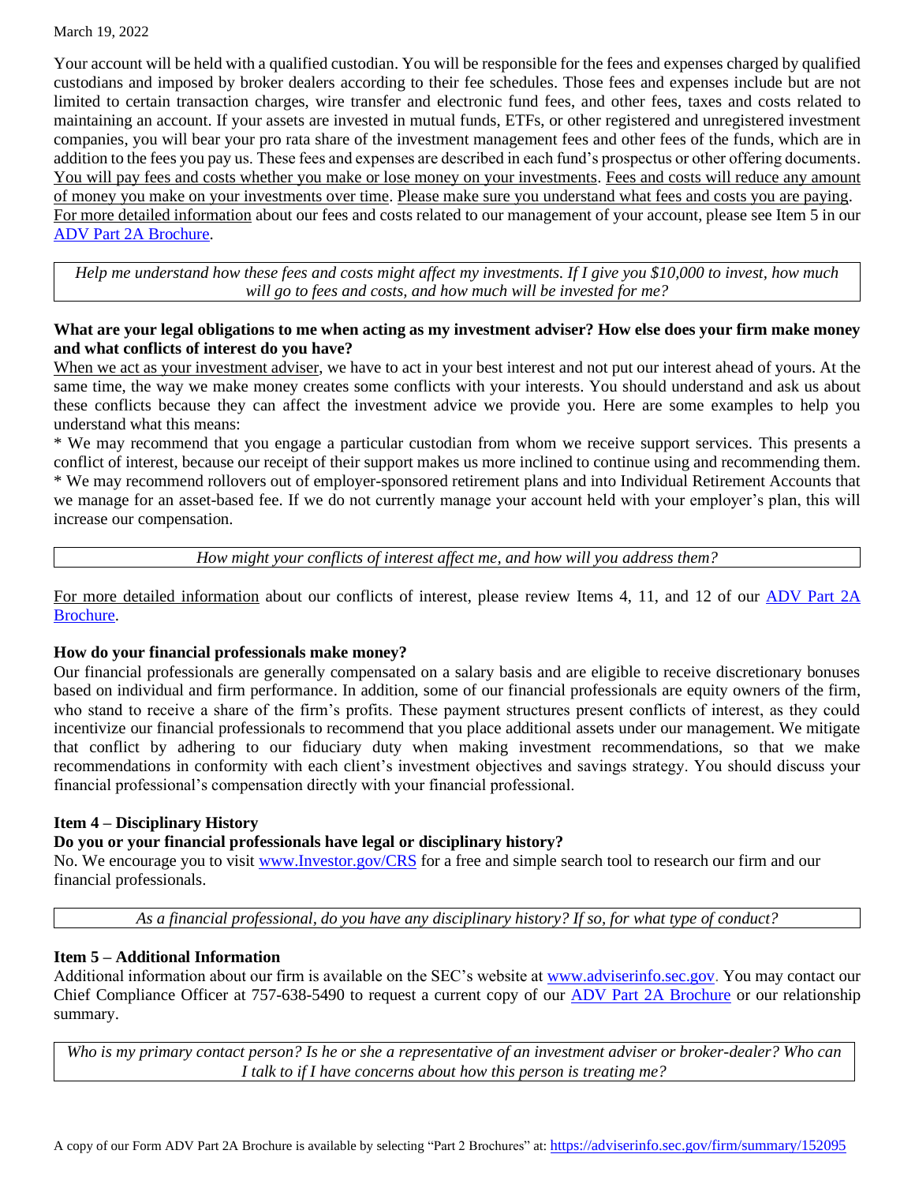March 19, 2022

Your account will be held with a qualified custodian. You will be responsible for the fees and expenses charged by qualified custodians and imposed by broker dealers according to their fee schedules. Those fees and expenses include but are not limited to certain transaction charges, wire transfer and electronic fund fees, and other fees, taxes and costs related to maintaining an account. If your assets are invested in mutual funds, ETFs, or other registered and unregistered investment companies, you will bear your pro rata share of the investment management fees and other fees of the funds, which are in addition to the fees you pay us. These fees and expenses are described in each fund's prospectus or other offering documents. You will pay fees and costs whether you make or lose money on your investments. Fees and costs will reduce any amount of money you make on your investments over time. Please make sure you understand what fees and costs you are paying. For more detailed information about our fees and costs related to our management of your account, please see Item 5 in our ADV Part 2A Brochure.

> *Help me understand how these fees and costs might affect my investments. If I give you $10,000 to invest, how much will go to fees and costs, and how much will be invested for me?*

**What are your legal obligations to me when acting as my investment adviser? How else does your firm make money and what conflicts of interest do you have?**

When we act as your investment adviser, we have to act in your best interest and not put our interest ahead of yours. At the same time, the way we make money creates some conflicts with your interests. You should understand and ask us about these conflicts because they can affect the investment advice we provide you. Here are some examples to help you understand what this means:

* We may recommend that you engage a particular custodian from whom we receive support services. This presents a conflict of interest, because our receipt of their support makes us more inclined to continue using and recommending them.
* We may recommend rollovers out of employer-sponsored retirement plans and into Individual Retirement Accounts that we manage for an asset-based fee. If we do not currently manage your account held with your employer's plan, this will increase our compensation.

> *How might your conflicts of interest affect me, and how will you address them?*

For more detailed information about our conflicts of interest, please review Items 4, 11, and 12 of our ADV Part 2A Brochure.

**How do your financial professionals make money?**

Our financial professionals are generally compensated on a salary basis and are eligible to receive discretionary bonuses based on individual and firm performance. In addition, some of our financial professionals are equity owners of the firm, who stand to receive a share of the firm's profits. These payment structures present conflicts of interest, as they could incentivize our financial professionals to recommend that you place additional assets under our management. We mitigate that conflict by adhering to our fiduciary duty when making investment recommendations, so that we make recommendations in conformity with each client's investment objectives and savings strategy. You should discuss your financial professional's compensation directly with your financial professional.

## Item 4 – Disciplinary History

**Do you or your financial professionals have legal or disciplinary history?**

No. We encourage you to visit www.Investor.gov/CRS for a free and simple search tool to research our firm and our financial professionals.

> *As a financial professional, do you have any disciplinary history? If so, for what type of conduct?*

## Item 5 – Additional Information

Additional information about our firm is available on the SEC's website at www.adviserinfo.sec.gov. You may contact our Chief Compliance Officer at 757-638-5490 to request a current copy of our ADV Part 2A Brochure or our relationship summary.

> *Who is my primary contact person? Is he or she a representative of an investment adviser or broker-dealer? Who can I talk to if I have concerns about how this person is treating me?*

A copy of our Form ADV Part 2A Brochure is available by selecting "Part 2 Brochures" at: https://adviserinfo.sec.gov/firm/summary/152095